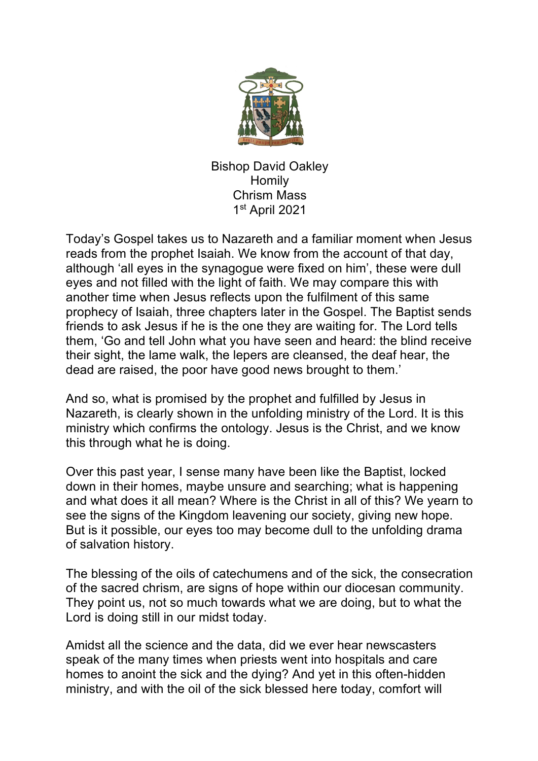Bishop David Oakley
Homily
Chrism Mass
1st April 2021

Today's Gospel takes us to Nazareth and a familiar moment when Jesus reads from the prophet Isaiah. We know from the account of that day, although 'all eyes in the synagogue were fixed on him', these were dull eyes and not filled with the light of faith. We may compare this with another time when Jesus reflects upon the fulfilment of this same prophecy of Isaiah, three chapters later in the Gospel. The Baptist sends friends to ask Jesus if he is the one they are waiting for. The Lord tells them, 'Go and tell John what you have seen and heard: the blind receive their sight, the lame walk, the lepers are cleansed, the deaf hear, the dead are raised, the poor have good news brought to them.'

And so, what is promised by the prophet and fulfilled by Jesus in Nazareth, is clearly shown in the unfolding ministry of the Lord. It is this ministry which confirms the ontology. Jesus is the Christ, and we know this through what he is doing.

Over this past year, I sense many have been like the Baptist, locked down in their homes, maybe unsure and searching; what is happening and what does it all mean? Where is the Christ in all of this? We yearn to see the signs of the Kingdom leavening our society, giving new hope. But is it possible, our eyes too may become dull to the unfolding drama of salvation history.

The blessing of the oils of catechumens and of the sick, the consecration of the sacred chrism, are signs of hope within our diocesan community. They point us, not so much towards what we are doing, but to what the Lord is doing still in our midst today.

Amidst all the science and the data, did we ever hear newscasters speak of the many times when priests went into hospitals and care homes to anoint the sick and the dying? And yet in this often-hidden ministry, and with the oil of the sick blessed here today, comfort will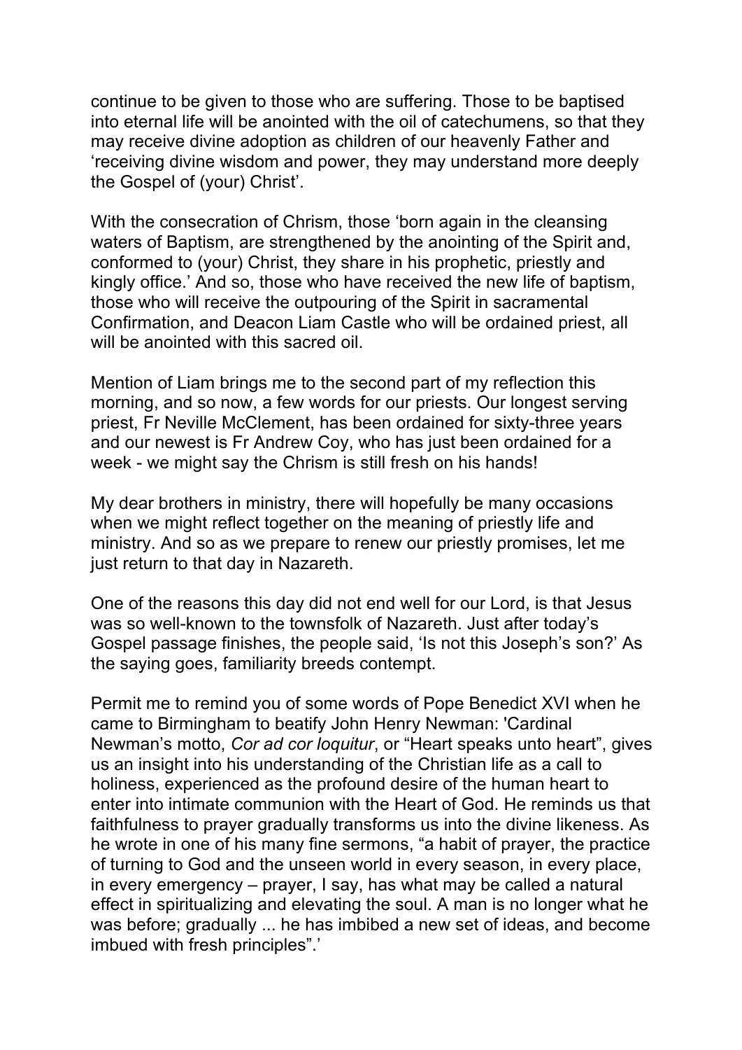continue to be given to those who are suffering. Those to be baptised into eternal life will be anointed with the oil of catechumens, so that they may receive divine adoption as children of our heavenly Father and 'receiving divine wisdom and power, they may understand more deeply the Gospel of (your) Christ'.

With the consecration of Chrism, those 'born again in the cleansing waters of Baptism, are strengthened by the anointing of the Spirit and, conformed to (your) Christ, they share in his prophetic, priestly and kingly office.' And so, those who have received the new life of baptism, those who will receive the outpouring of the Spirit in sacramental Confirmation, and Deacon Liam Castle who will be ordained priest, all will be anointed with this sacred oil.

Mention of Liam brings me to the second part of my reflection this morning, and so now, a few words for our priests. Our longest serving priest, Fr Neville McClement, has been ordained for sixty-three years and our newest is Fr Andrew Coy, who has just been ordained for a week - we might say the Chrism is still fresh on his hands!

My dear brothers in ministry, there will hopefully be many occasions when we might reflect together on the meaning of priestly life and ministry. And so as we prepare to renew our priestly promises, let me just return to that day in Nazareth.

One of the reasons this day did not end well for our Lord, is that Jesus was so well-known to the townsfolk of Nazareth. Just after today's Gospel passage finishes, the people said, 'Is not this Joseph's son?' As the saying goes, familiarity breeds contempt.

Permit me to remind you of some words of Pope Benedict XVI when he came to Birmingham to beatify John Henry Newman: 'Cardinal Newman's motto, *Cor ad cor loquitur*, or "Heart speaks unto heart", gives us an insight into his understanding of the Christian life as a call to holiness, experienced as the profound desire of the human heart to enter into intimate communion with the Heart of God. He reminds us that faithfulness to prayer gradually transforms us into the divine likeness. As he wrote in one of his many fine sermons, "a habit of prayer, the practice of turning to God and the unseen world in every season, in every place, in every emergency – prayer, I say, has what may be called a natural effect in spiritualizing and elevating the soul. A man is no longer what he was before; gradually ... he has imbibed a new set of ideas, and become imbued with fresh principles".'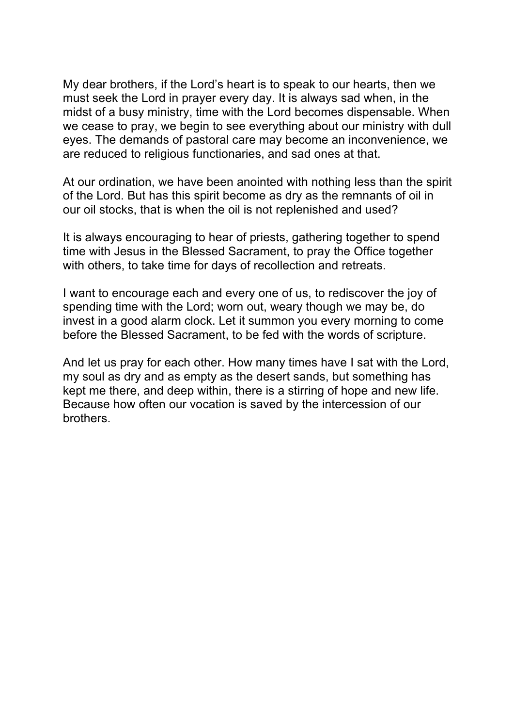My dear brothers, if the Lord's heart is to speak to our hearts, then we must seek the Lord in prayer every day. It is always sad when, in the midst of a busy ministry, time with the Lord becomes dispensable. When we cease to pray, we begin to see everything about our ministry with dull eyes. The demands of pastoral care may become an inconvenience, we are reduced to religious functionaries, and sad ones at that.

At our ordination, we have been anointed with nothing less than the spirit of the Lord. But has this spirit become as dry as the remnants of oil in our oil stocks, that is when the oil is not replenished and used?

It is always encouraging to hear of priests, gathering together to spend time with Jesus in the Blessed Sacrament, to pray the Office together with others, to take time for days of recollection and retreats.

I want to encourage each and every one of us, to rediscover the joy of spending time with the Lord; worn out, weary though we may be, do invest in a good alarm clock. Let it summon you every morning to come before the Blessed Sacrament, to be fed with the words of scripture.

And let us pray for each other. How many times have I sat with the Lord, my soul as dry and as empty as the desert sands, but something has kept me there, and deep within, there is a stirring of hope and new life. Because how often our vocation is saved by the intercession of our brothers.